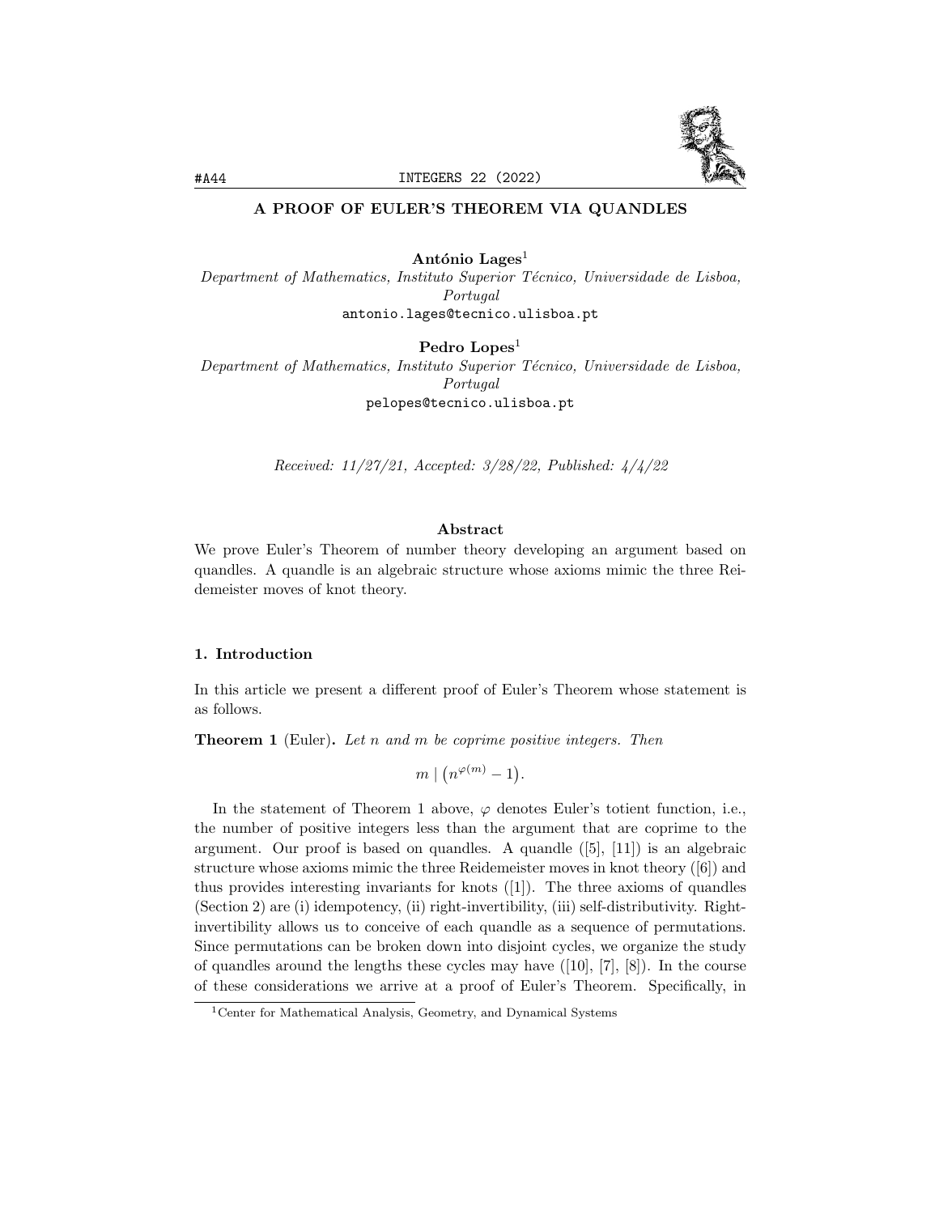# A PROOF OF EULER'S THEOREM VIA QUANDLES

**António Lages**[1]
*Department of Mathematics, Instituto Superior Técnico, Universidade de Lisboa, Portugal*
antonio.lages@tecnico.ulisboa.pt

**Pedro Lopes**[1]
*Department of Mathematics, Instituto Superior Técnico, Universidade de Lisboa, Portugal*
pelopes@tecnico.ulisboa.pt

*Received: 11/27/21, Accepted: 3/28/22, Published: 4/4/22*

## Abstract

We prove Euler's Theorem of number theory developing an argument based on quandles. A quandle is an algebraic structure whose axioms mimic the three Reidemeister moves of knot theory.

## 1. Introduction

In this article we present a different proof of Euler's Theorem whose statement is as follows.

**Theorem 1** (Euler). *Let $n$ and $m$ be coprime positive integers. Then*

$$m \mid \left(n^{\varphi(m)} - 1\right).$$

In the statement of Theorem 1 above, $\varphi$ denotes Euler's totient function, i.e., the number of positive integers less than the argument that are coprime to the argument. Our proof is based on quandles. A quandle ([5], [11]) is an algebraic structure whose axioms mimic the three Reidemeister moves in knot theory ([6]) and thus provides interesting invariants for knots ([1]). The three axioms of quandles (Section 2) are (i) idempotency, (ii) right-invertibility, (iii) self-distributivity. Right-invertibility allows us to conceive of each quandle as a sequence of permutations. Since permutations can be broken down into disjoint cycles, we organize the study of quandles around the lengths these cycles may have ([10], [7], [8]). In the course of these considerations we arrive at a proof of Euler's Theorem. Specifically, in

[1] Center for Mathematical Analysis, Geometry, and Dynamical Systems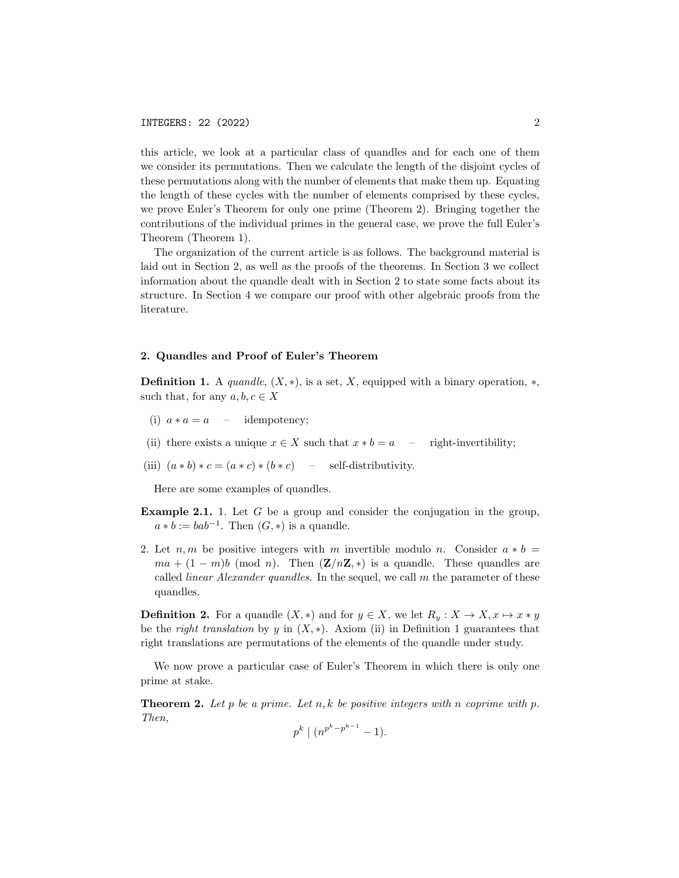this article, we look at a particular class of quandles and for each one of them we consider its permutations. Then we calculate the length of the disjoint cycles of these permutations along with the number of elements that make them up. Equating the length of these cycles with the number of elements comprised by these cycles, we prove Euler's Theorem for only one prime (Theorem 2). Bringing together the contributions of the individual primes in the general case, we prove the full Euler's Theorem (Theorem 1).

The organization of the current article is as follows. The background material is laid out in Section 2, as well as the proofs of the theorems. In Section 3 we collect information about the quandle dealt with in Section 2 to state some facts about its structure. In Section 4 we compare our proof with other algebraic proofs from the literature.

## 2. Quandles and Proof of Euler's Theorem

**Definition 1.** A *quandle*, $(X, *)$, is a set, $X$, equipped with a binary operation, $*$, such that, for any $a, b, c \in X$

(i) $a * a = a$ – idempotency;

(ii) there exists a unique $x \in X$ such that $x * b = a$ – right-invertibility;

(iii) $(a * b) * c = (a * c) * (b * c)$ – self-distributivity.

Here are some examples of quandles.

**Example 2.1.** 1. Let $G$ be a group and consider the conjugation in the group, $a * b := bab^{-1}$. Then $(G, *)$ is a quandle.

2. Let $n, m$ be positive integers with $m$ invertible modulo $n$. Consider $a * b = ma + (1 - m)b \pmod{n}$. Then $(\mathbf{Z}/n\mathbf{Z}, *)$ is a quandle. These quandles are called *linear Alexander quandles*. In the sequel, we call $m$ the parameter of these quandles.

**Definition 2.** For a quandle $(X, *)$ and for $y \in X$, we let $R_y : X \to X, x \mapsto x * y$ be the *right translation* by $y$ in $(X, *)$. Axiom (ii) in Definition 1 guarantees that right translations are permutations of the elements of the quandle under study.

We now prove a particular case of Euler's Theorem in which there is only one prime at stake.

**Theorem 2.** *Let $p$ be a prime. Let $n, k$ be positive integers with $n$ coprime with $p$. Then,*

$$p^k \mid (n^{p^k - p^{k-1}} - 1).$$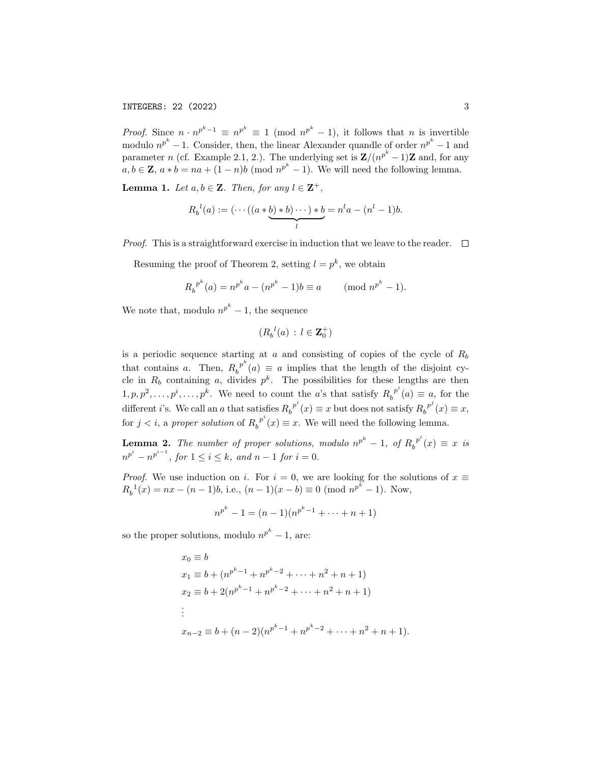*Proof.* Since $n \cdot n^{p^k-1} \equiv n^{p^k} \equiv 1 \pmod{n^{p^k}-1}$, it follows that $n$ is invertible modulo $n^{p^k}-1$. Consider, then, the linear Alexander quandle of order $n^{p^k}-1$ and parameter $n$ (cf. Example 2.1, 2.). The underlying set is $\mathbf{Z}/(n^{p^k}-1)\mathbf{Z}$ and, for any $a, b \in \mathbf{Z}$, $a * b = na + (1-n)b \pmod{n^{p^k}-1}$. We will need the following lemma.

**Lemma 1.** *Let $a, b \in \mathbf{Z}$. Then, for any $l \in \mathbf{Z}^+$,*

$$R_b{}^l(a) := (\cdots((a * \underbrace{b) * b) \cdots) * b}_{l} = n^l a - (n^l - 1)b.$$

*Proof.* This is a straightforward exercise in induction that we leave to the reader. □

Resuming the proof of Theorem 2, setting $l = p^k$, we obtain

$$R_b{}^{p^k}(a) = n^{p^k}a - (n^{p^k}-1)b \equiv a \qquad \pmod{n^{p^k}-1}.$$

We note that, modulo $n^{p^k}-1$, the sequence

$$(R_b{}^l(a) \,:\, l \in \mathbf{Z}_0^+)$$

is a periodic sequence starting at $a$ and consisting of copies of the cycle of $R_b$ that contains $a$. Then, $R_b{}^{p^k}(a) \equiv a$ implies that the length of the disjoint cycle in $R_b$ containing $a$, divides $p^k$. The possibilities for these lengths are then $1, p, p^2, \ldots, p^i, \ldots, p^k$. We need to count the $a$'s that satisfy $R_b{}^{p^i}(a) \equiv a$, for the different $i$'s. We call an $a$ that satisfies $R_b{}^{p^i}(x) \equiv x$ but does not satisfy $R_b{}^{p^j}(x) \equiv x$, for $j < i$, a *proper solution* of $R_b{}^{p^i}(x) \equiv x$. We will need the following lemma.

**Lemma 2.** *The number of proper solutions, modulo $n^{p^k}-1$, of $R_b{}^{p^i}(x) \equiv x$ is $n^{p^i} - n^{p^{i-1}}$, for $1 \leq i \leq k$, and $n-1$ for $i = 0$.*

*Proof.* We use induction on $i$. For $i = 0$, we are looking for the solutions of $x \equiv R_b{}^1(x) = nx - (n-1)b$, i.e., $(n-1)(x-b) \equiv 0 \pmod{n^{p^k}-1}$. Now,

$$n^{p^k} - 1 = (n-1)(n^{p^k-1} + \cdots + n + 1)$$

so the proper solutions, modulo $n^{p^k}-1$, are:

$$\begin{aligned}
&x_0 \equiv b \\
&x_1 \equiv b + (n^{p^k-1} + n^{p^k-2} + \cdots + n^2 + n + 1) \\
&x_2 \equiv b + 2(n^{p^k-1} + n^{p^k-2} + \cdots + n^2 + n + 1) \\
&\vdots \\
&x_{n-2} \equiv b + (n-2)(n^{p^k-1} + n^{p^k-2} + \cdots + n^2 + n + 1).
\end{aligned}$$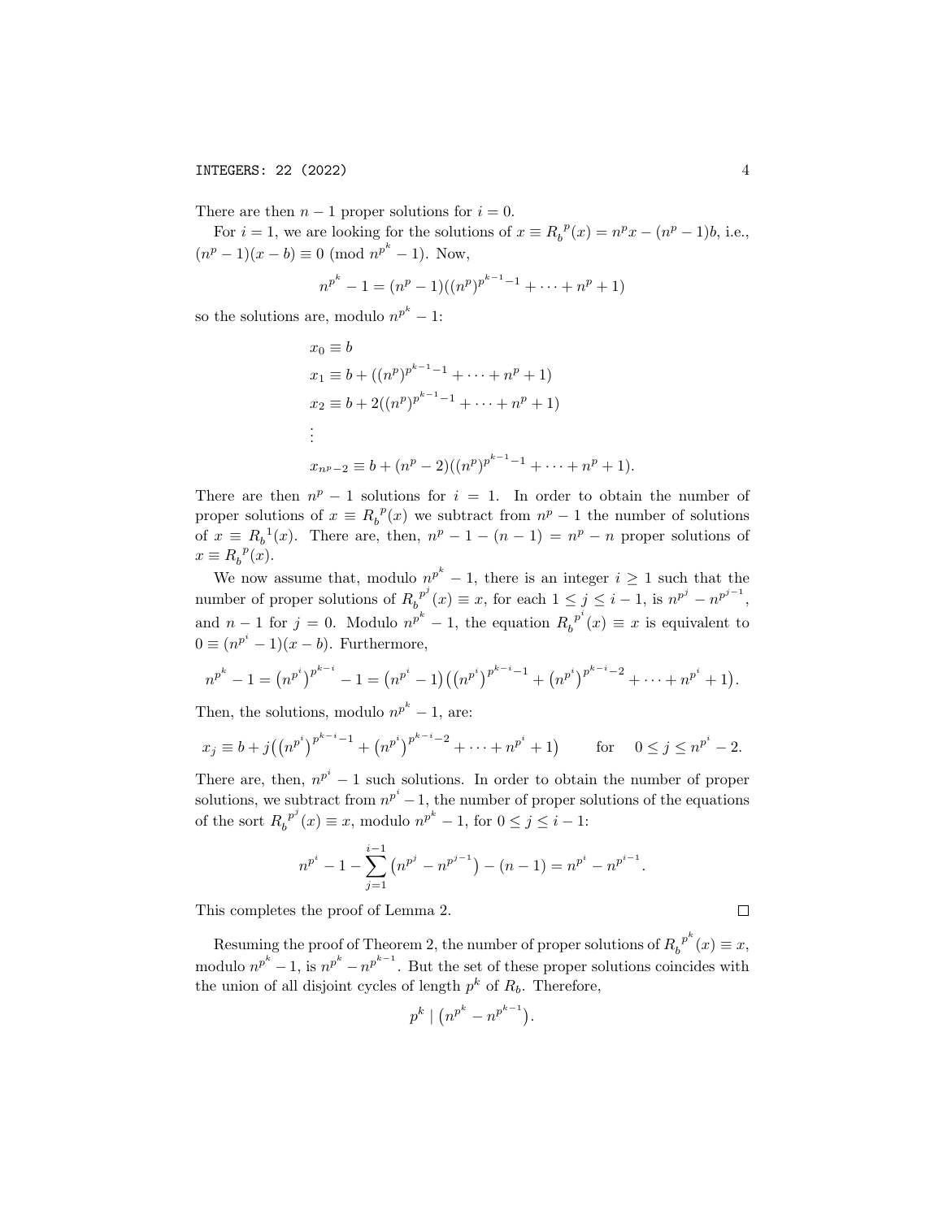There are then $n-1$ proper solutions for $i=0$.

For $i=1$, we are looking for the solutions of $x \equiv {R_b}^p(x) = n^p x - (n^p-1)b$, i.e., $(n^p-1)(x-b) \equiv 0 \pmod{n^{p^k}-1}$. Now,

$$n^{p^k} - 1 = (n^p - 1)((n^p)^{p^{k-1}-1} + \cdots + n^p + 1)$$

so the solutions are, modulo $n^{p^k}-1$:

$$\begin{aligned}
x_0 &\equiv b \\
x_1 &\equiv b + ((n^p)^{p^{k-1}-1} + \cdots + n^p + 1) \\
x_2 &\equiv b + 2((n^p)^{p^{k-1}-1} + \cdots + n^p + 1) \\
&\vdots \\
x_{n^p-2} &\equiv b + (n^p-2)((n^p)^{p^{k-1}-1} + \cdots + n^p + 1).
\end{aligned}$$

There are then $n^p - 1$ solutions for $i = 1$. In order to obtain the number of proper solutions of $x \equiv {R_b}^p(x)$ we subtract from $n^p - 1$ the number of solutions of $x \equiv {R_b}^1(x)$. There are, then, $n^p - 1 - (n-1) = n^p - n$ proper solutions of $x \equiv {R_b}^p(x)$.

We now assume that, modulo $n^{p^k}-1$, there is an integer $i \geq 1$ such that the number of proper solutions of ${R_b}^{p^j}(x) \equiv x$, for each $1 \leq j \leq i-1$, is $n^{p^j} - n^{p^{j-1}}$, and $n-1$ for $j=0$. Modulo $n^{p^k}-1$, the equation ${R_b}^{p^i}(x) \equiv x$ is equivalent to $0 \equiv (n^{p^i}-1)(x-b)$. Furthermore,

$$n^{p^k} - 1 = \left(n^{p^i}\right)^{p^{k-i}} - 1 = \left(n^{p^i} - 1\right)\left(\left(n^{p^i}\right)^{p^{k-i}-1} + \left(n^{p^i}\right)^{p^{k-i}-2} + \cdots + n^{p^i} + 1\right).$$

Then, the solutions, modulo $n^{p^k}-1$, are:

$$x_j \equiv b + j\left(\left(n^{p^i}\right)^{p^{k-i}-1} + \left(n^{p^i}\right)^{p^{k-i}-2} + \cdots + n^{p^i} + 1\right) \qquad \text{for} \quad 0 \leq j \leq n^{p^i} - 2.$$

There are, then, $n^{p^i}-1$ such solutions. In order to obtain the number of proper solutions, we subtract from $n^{p^i}-1$, the number of proper solutions of the equations of the sort ${R_b}^{p^j}(x) \equiv x$, modulo $n^{p^k}-1$, for $0 \leq j \leq i-1$:

$$n^{p^i} - 1 - \sum_{j=1}^{i-1}\left(n^{p^j} - n^{p^{j-1}}\right) - (n-1) = n^{p^i} - n^{p^{i-1}}.$$

This completes the proof of Lemma 2. $\square$

Resuming the proof of Theorem 2, the number of proper solutions of ${R_b}^{p^k}(x) \equiv x$, modulo $n^{p^k}-1$, is $n^{p^k} - n^{p^{k-1}}$. But the set of these proper solutions coincides with the union of all disjoint cycles of length $p^k$ of $R_b$. Therefore,

$$p^k \mid \left(n^{p^k} - n^{p^{k-1}}\right).$$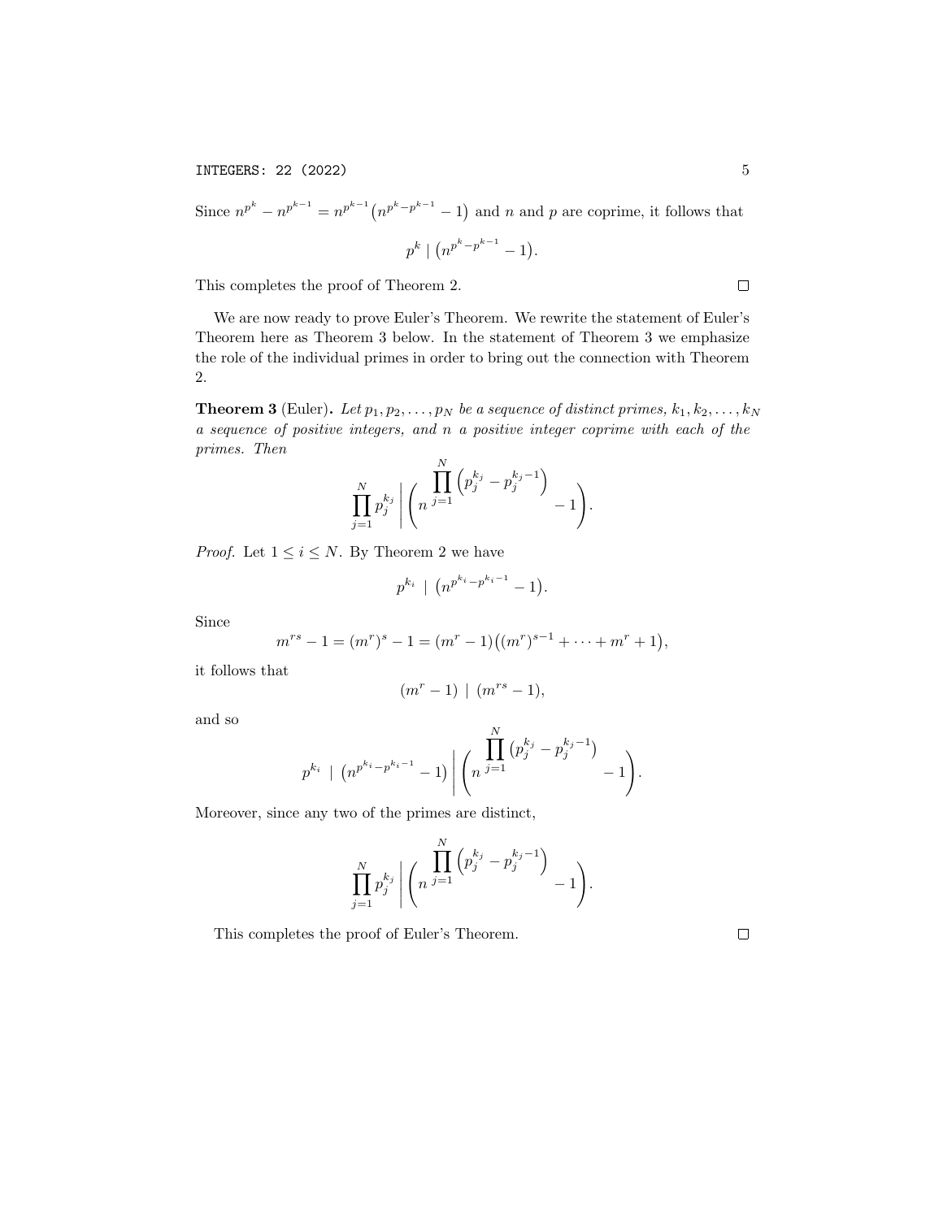Since $n^{p^k} - n^{p^{k-1}} = n^{p^{k-1}}\big(n^{p^k - p^{k-1}} - 1\big)$ and $n$ and $p$ are coprime, it follows that

$$p^k \mid \big(n^{p^k - p^{k-1}} - 1\big).$$

This completes the proof of Theorem 2. $\square$

We are now ready to prove Euler's Theorem. We rewrite the statement of Euler's Theorem here as Theorem 3 below. In the statement of Theorem 3 we emphasize the role of the individual primes in order to bring out the connection with Theorem 2.

**Theorem 3** (Euler)**.** *Let $p_1, p_2, \ldots, p_N$ be a sequence of distinct primes, $k_1, k_2, \ldots, k_N$ a sequence of positive integers, and $n$ a positive integer coprime with each of the primes. Then*

$$\prod_{j=1}^{N} p_j^{k_j} \;\middle|\; \left( n^{\prod_{j=1}^{N}\left(p_j^{k_j} - p_j^{k_j - 1}\right)} - 1 \right).$$

*Proof.* Let $1 \le i \le N$. By Theorem 2 we have

$$p^{k_i} \mid \big(n^{p^{k_i} - p^{k_i - 1}} - 1\big).$$

Since

$$m^{rs} - 1 = (m^r)^s - 1 = (m^r - 1)\big((m^r)^{s-1} + \cdots + m^r + 1\big),$$

it follows that

$$(m^r - 1) \mid (m^{rs} - 1),$$

and so

$$p^{k_i} \mid \big(n^{p^{k_i} - p^{k_i - 1}} - 1\big) \;\middle|\; \left( n^{\prod_{j=1}^{N}(p_j^{k_j} - p_j^{k_j - 1})} - 1 \right).$$

Moreover, since any two of the primes are distinct,

$$\prod_{j=1}^{N} p_j^{k_j} \;\middle|\; \left( n^{\prod_{j=1}^{N}\left(p_j^{k_j} - p_j^{k_j - 1}\right)} - 1 \right).$$

This completes the proof of Euler's Theorem. $\square$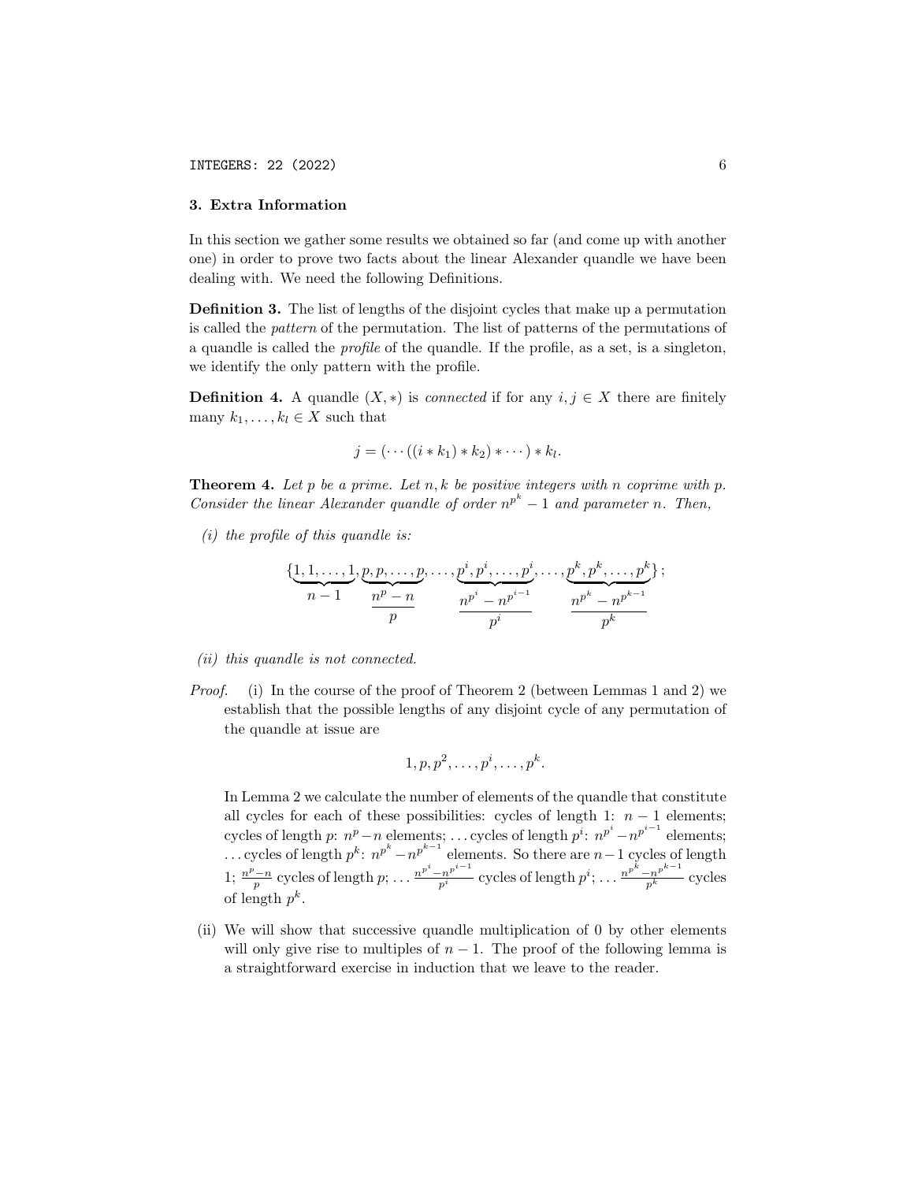## 3. Extra Information

In this section we gather some results we obtained so far (and come up with another one) in order to prove two facts about the linear Alexander quandle we have been dealing with. We need the following Definitions.

**Definition 3.** The list of lengths of the disjoint cycles that make up a permutation is called the *pattern* of the permutation. The list of patterns of the permutations of a quandle is called the *profile* of the quandle. If the profile, as a set, is a singleton, we identify the only pattern with the profile.

**Definition 4.** A quandle $(X, *)$ is *connected* if for any $i, j \in X$ there are finitely many $k_1, \ldots, k_l \in X$ such that

$$j = (\cdots((i * k_1) * k_2) * \cdots) * k_l.$$

**Theorem 4.** *Let $p$ be a prime. Let $n, k$ be positive integers with $n$ coprime with $p$. Consider the linear Alexander quandle of order $n^{p^k} - 1$ and parameter $n$. Then,*

*(i) the profile of this quandle is:*

$$\{\underbrace{1, 1, \ldots, 1}_{n-1}, \underbrace{p, p, \ldots, p}_{\frac{n^p - n}{p}}, \ldots, \underbrace{p^i, p^i, \ldots, p^i}_{\frac{n^{p^i} - n^{p^{i-1}}}{p^i}}, \ldots, \underbrace{p^k, p^k, \ldots, p^k}_{\frac{n^{p^k} - n^{p^{k-1}}}{p^k}}\};$$

*(ii) this quandle is not connected.*

*Proof.* (i) In the course of the proof of Theorem 2 (between Lemmas 1 and 2) we establish that the possible lengths of any disjoint cycle of any permutation of the quandle at issue are

$$1, p, p^2, \ldots, p^i, \ldots, p^k.$$

In Lemma 2 we calculate the number of elements of the quandle that constitute all cycles for each of these possibilities: cycles of length 1: $n - 1$ elements; cycles of length $p$: $n^p - n$ elements; ... cycles of length $p^i$: $n^{p^i} - n^{p^{i-1}}$ elements; ... cycles of length $p^k$: $n^{p^k} - n^{p^{k-1}}$ elements. So there are $n-1$ cycles of length 1; $\frac{n^p - n}{p}$ cycles of length $p$; ... $\frac{n^{p^i} - n^{p^{i-1}}}{p^i}$ cycles of length $p^i$; ... $\frac{n^{p^k} - n^{p^{k-1}}}{p^k}$ cycles of length $p^k$.

(ii) We will show that successive quandle multiplication of 0 by other elements will only give rise to multiples of $n - 1$. The proof of the following lemma is a straightforward exercise in induction that we leave to the reader.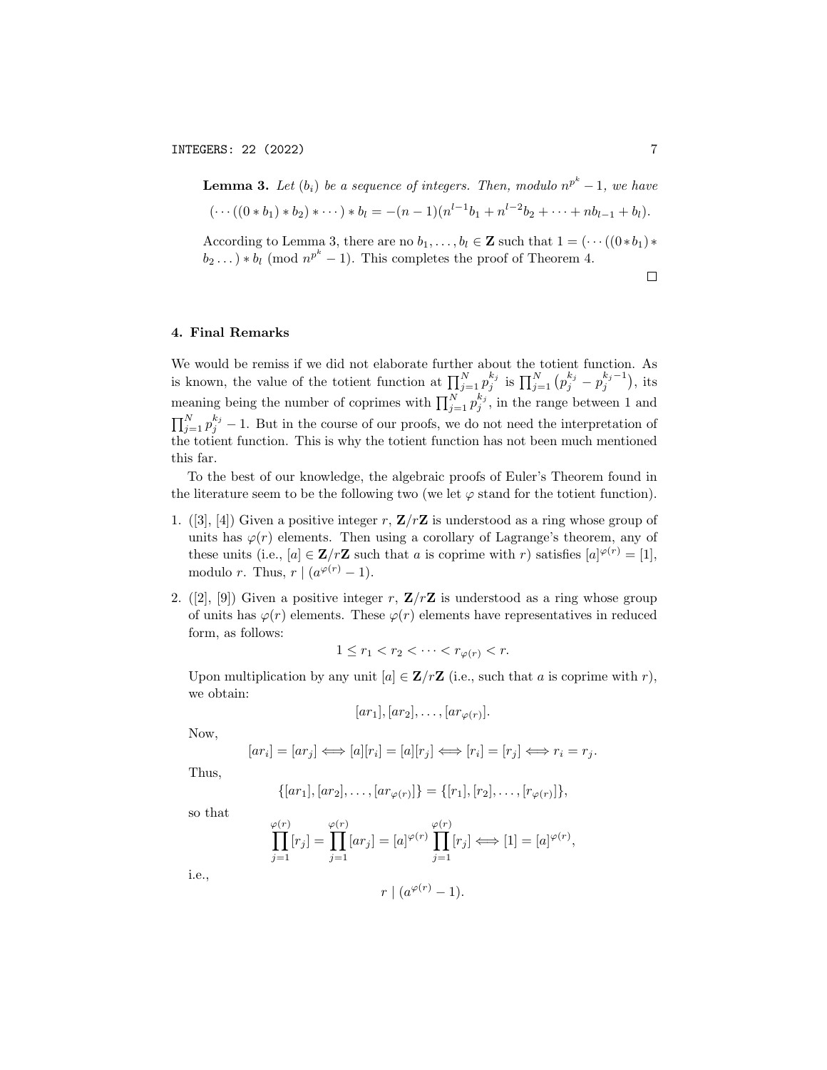**Lemma 3.** *Let $(b_i)$ be a sequence of integers. Then, modulo $n^{p^k} - 1$, we have*

$$(\cdots((0 * b_1) * b_2) * \cdots) * b_l = -(n-1)(n^{l-1}b_1 + n^{l-2}b_2 + \cdots + nb_{l-1} + b_l).$$

According to Lemma 3, there are no $b_1, \ldots, b_l \in \mathbf{Z}$ such that $1 = (\cdots((0*b_1)*b_2 \ldots) * b_l \pmod{n^{p^k} - 1}$. This completes the proof of Theorem 4.

□

## 4. Final Remarks

We would be remiss if we did not elaborate further about the totient function. As is known, the value of the totient function at $\prod_{j=1}^{N} p_j^{k_j}$ is $\prod_{j=1}^{N} \left(p_j^{k_j} - p_j^{k_j - 1}\right)$, its meaning being the number of coprimes with $\prod_{j=1}^{N} p_j^{k_j}$, in the range between 1 and $\prod_{j=1}^{N} p_j^{k_j} - 1$. But in the course of our proofs, we do not need the interpretation of the totient function. This is why the totient function has not been much mentioned this far.

To the best of our knowledge, the algebraic proofs of Euler's Theorem found in the literature seem to be the following two (we let $\varphi$ stand for the totient function).

1. ([3], [4]) Given a positive integer $r$, $\mathbf{Z}/r\mathbf{Z}$ is understood as a ring whose group of units has $\varphi(r)$ elements. Then using a corollary of Lagrange's theorem, any of these units (i.e., $[a] \in \mathbf{Z}/r\mathbf{Z}$ such that $a$ is coprime with $r$) satisfies $[a]^{\varphi(r)} = [1]$, modulo $r$. Thus, $r \mid (a^{\varphi(r)} - 1)$.

2. ([2], [9]) Given a positive integer $r$, $\mathbf{Z}/r\mathbf{Z}$ is understood as a ring whose group of units has $\varphi(r)$ elements. These $\varphi(r)$ elements have representatives in reduced form, as follows:

$$1 \le r_1 < r_2 < \cdots < r_{\varphi(r)} < r.$$

Upon multiplication by any unit $[a] \in \mathbf{Z}/r\mathbf{Z}$ (i.e., such that $a$ is coprime with $r$), we obtain:

$$[ar_1], [ar_2], \ldots, [ar_{\varphi(r)}].$$

Now,

$$[ar_i] = [ar_j] \iff [a][r_i] = [a][r_j] \iff [r_i] = [r_j] \iff r_i = r_j.$$

Thus,

$$\{[ar_1], [ar_2], \ldots, [ar_{\varphi(r)}]\} = \{[r_1], [r_2], \ldots, [r_{\varphi(r)}]\},$$

so that

$$\prod_{j=1}^{\varphi(r)} [r_j] = \prod_{j=1}^{\varphi(r)} [ar_j] = [a]^{\varphi(r)} \prod_{j=1}^{\varphi(r)} [r_j] \iff [1] = [a]^{\varphi(r)},$$

i.e.,

$$r \mid (a^{\varphi(r)} - 1).$$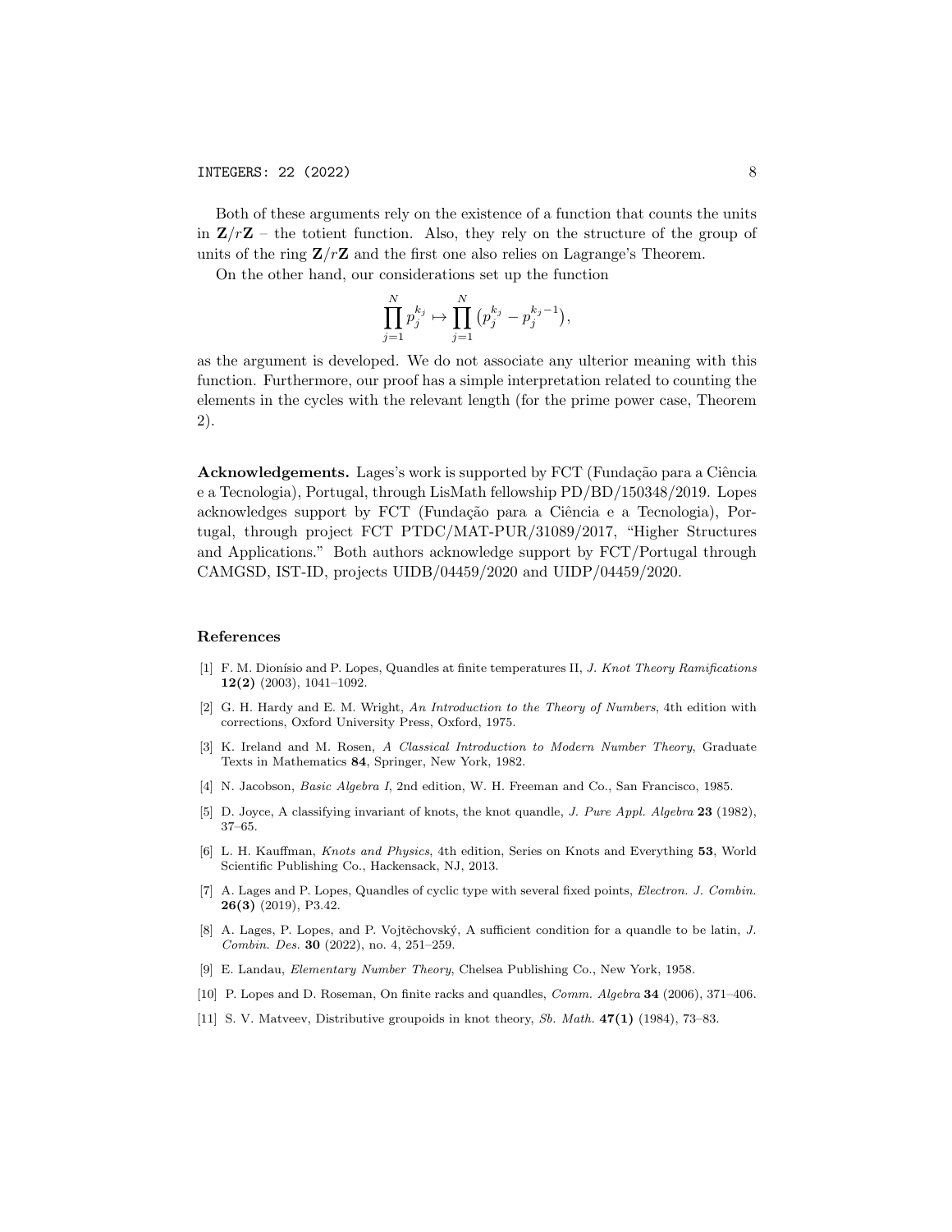Both of these arguments rely on the existence of a function that counts the units in $\mathbf{Z}/r\mathbf{Z}$ – the totient function. Also, they rely on the structure of the group of units of the ring $\mathbf{Z}/r\mathbf{Z}$ and the first one also relies on Lagrange's Theorem.

On the other hand, our considerations set up the function

$$\prod_{j=1}^{N} p_j^{k_j} \mapsto \prod_{j=1}^{N} \left(p_j^{k_j} - p_j^{k_j-1}\right),$$

as the argument is developed. We do not associate any ulterior meaning with this function. Furthermore, our proof has a simple interpretation related to counting the elements in the cycles with the relevant length (for the prime power case, Theorem 2).

**Acknowledgements.** Lages's work is supported by FCT (Fundação para a Ciência e a Tecnologia), Portugal, through LisMath fellowship PD/BD/150348/2019. Lopes acknowledges support by FCT (Fundação para a Ciência e a Tecnologia), Portugal, through project FCT PTDC/MAT-PUR/31089/2017, "Higher Structures and Applications." Both authors acknowledge support by FCT/Portugal through CAMGSD, IST-ID, projects UIDB/04459/2020 and UIDP/04459/2020.

## References

[1] F. M. Dionísio and P. Lopes, Quandles at finite temperatures II, *J. Knot Theory Ramifications* **12(2)** (2003), 1041–1092.

[2] G. H. Hardy and E. M. Wright, *An Introduction to the Theory of Numbers*, 4th edition with corrections, Oxford University Press, Oxford, 1975.

[3] K. Ireland and M. Rosen, *A Classical Introduction to Modern Number Theory*, Graduate Texts in Mathematics **84**, Springer, New York, 1982.

[4] N. Jacobson, *Basic Algebra I*, 2nd edition, W. H. Freeman and Co., San Francisco, 1985.

[5] D. Joyce, A classifying invariant of knots, the knot quandle, *J. Pure Appl. Algebra* **23** (1982), 37–65.

[6] L. H. Kauffman, *Knots and Physics*, 4th edition, Series on Knots and Everything **53**, World Scientific Publishing Co., Hackensack, NJ, 2013.

[7] A. Lages and P. Lopes, Quandles of cyclic type with several fixed points, *Electron. J. Combin.* **26(3)** (2019), P3.42.

[8] A. Lages, P. Lopes, and P. Vojtěchovský, A sufficient condition for a quandle to be latin, *J. Combin. Des.* **30** (2022), no. 4, 251–259.

[9] E. Landau, *Elementary Number Theory*, Chelsea Publishing Co., New York, 1958.

[10] P. Lopes and D. Roseman, On finite racks and quandles, *Comm. Algebra* **34** (2006), 371–406.

[11] S. V. Matveev, Distributive groupoids in knot theory, *Sb. Math.* **47(1)** (1984), 73–83.